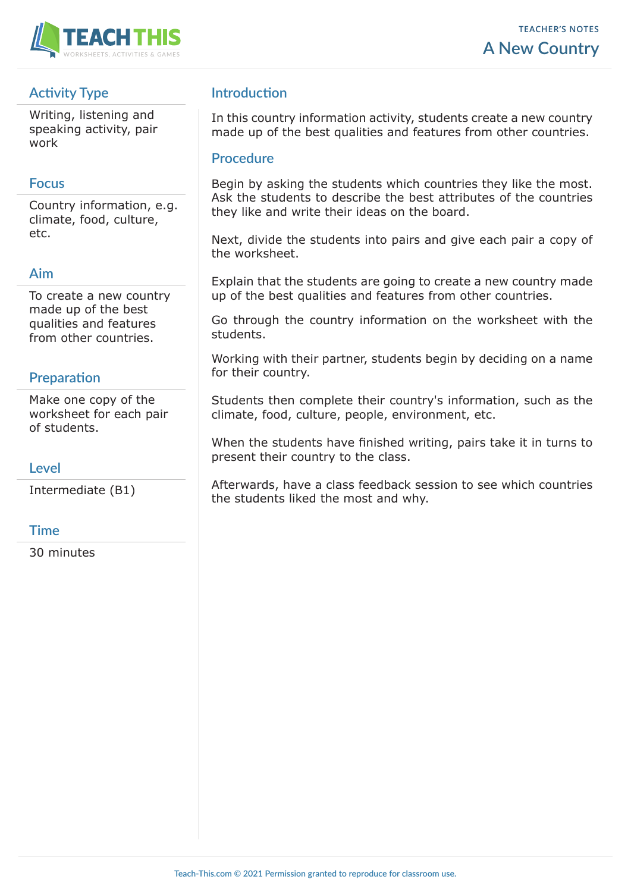# A New Country

TEACHER'S NOTES

## Activity Type

Writing, listening and speaking activity, pair work

## Focus

Country information, e.g. climate, food, culture, etc.

## Aim

To create a new country made up of the best qualities and features from other countries.

## Preparation

Make one copy of the worksheet for each pair of students.

## Level

Intermediate (B1)

## Time

30 minutes

## Introduction

In this country information activity, students create a new country made up of the best qualities and features from other countries.

## Procedure

Begin by asking the students which countries they like the most. Ask the students to describe the best attributes of the countries they like and write their ideas on the board.

Next, divide the students into pairs and give each pair a copy of the worksheet.

Explain that the students are going to create a new country made up of the best qualities and features from other countries.

Go through the country information on the worksheet with the students.

Working with their partner, students begin by deciding on a name for their country.

Students then complete their country's information, such as the climate, food, culture, people, environment, etc.

When the students have finished writing, pairs take it in turns to present their country to the class.

Afterwards, have a class feedback session to see which countries the students liked the most and why.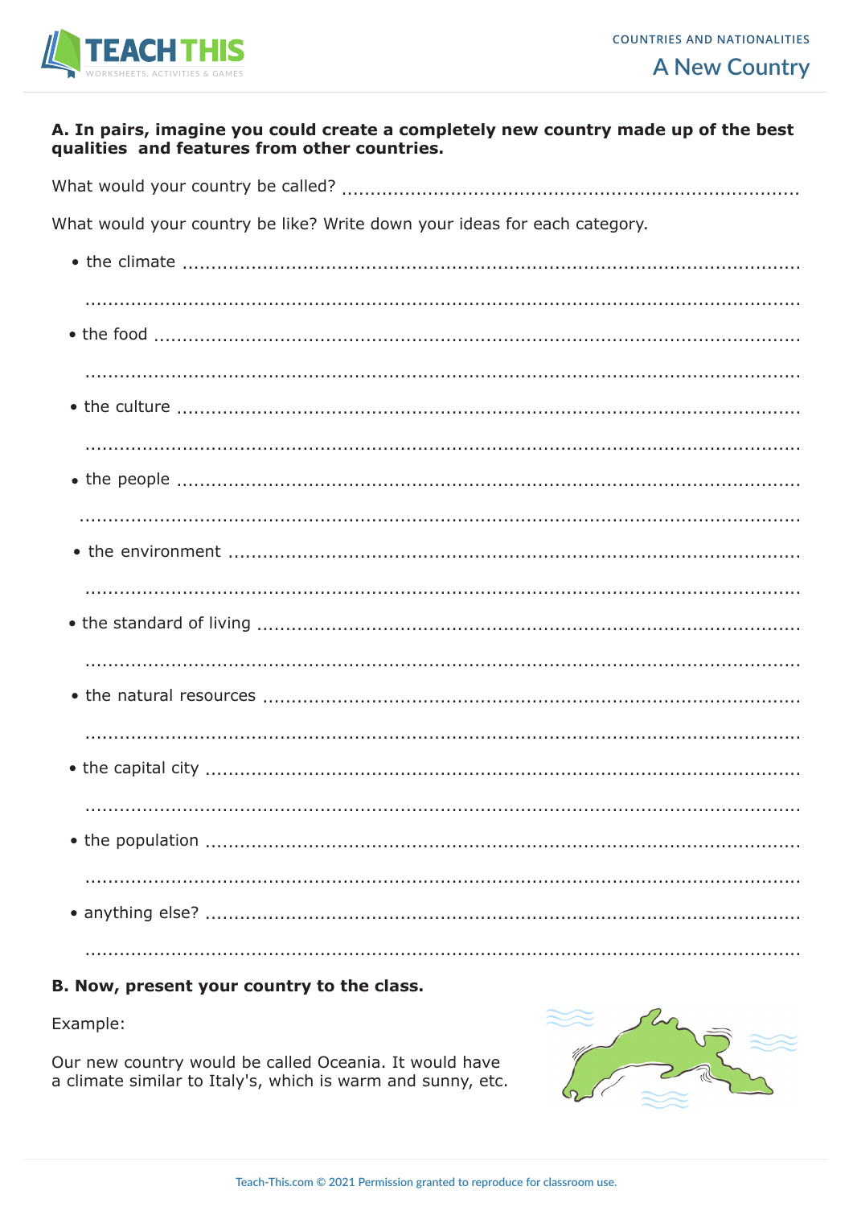# A New Country

**A. In pairs, imagine you could create a completely new country made up of the best qualities and features from other countries.**

What would your country be called? ................................................................................

What would your country be like? Write down your ideas for each category.

- the climate ................................................................................
  ................................................................................
- the food ................................................................................
  ................................................................................
- the culture ................................................................................
  ................................................................................
- the people ................................................................................
  ................................................................................
- the environment ................................................................................
  ................................................................................
- the standard of living ................................................................................
  ................................................................................
- the natural resources ................................................................................
  ................................................................................
- the capital city ................................................................................
  ................................................................................
- the population ................................................................................
  ................................................................................
- anything else? ................................................................................
  ................................................................................

**B. Now, present your country to the class.**

Example:

Our new country would be called Oceania. It would have a climate similar to Italy's, which is warm and sunny, etc.